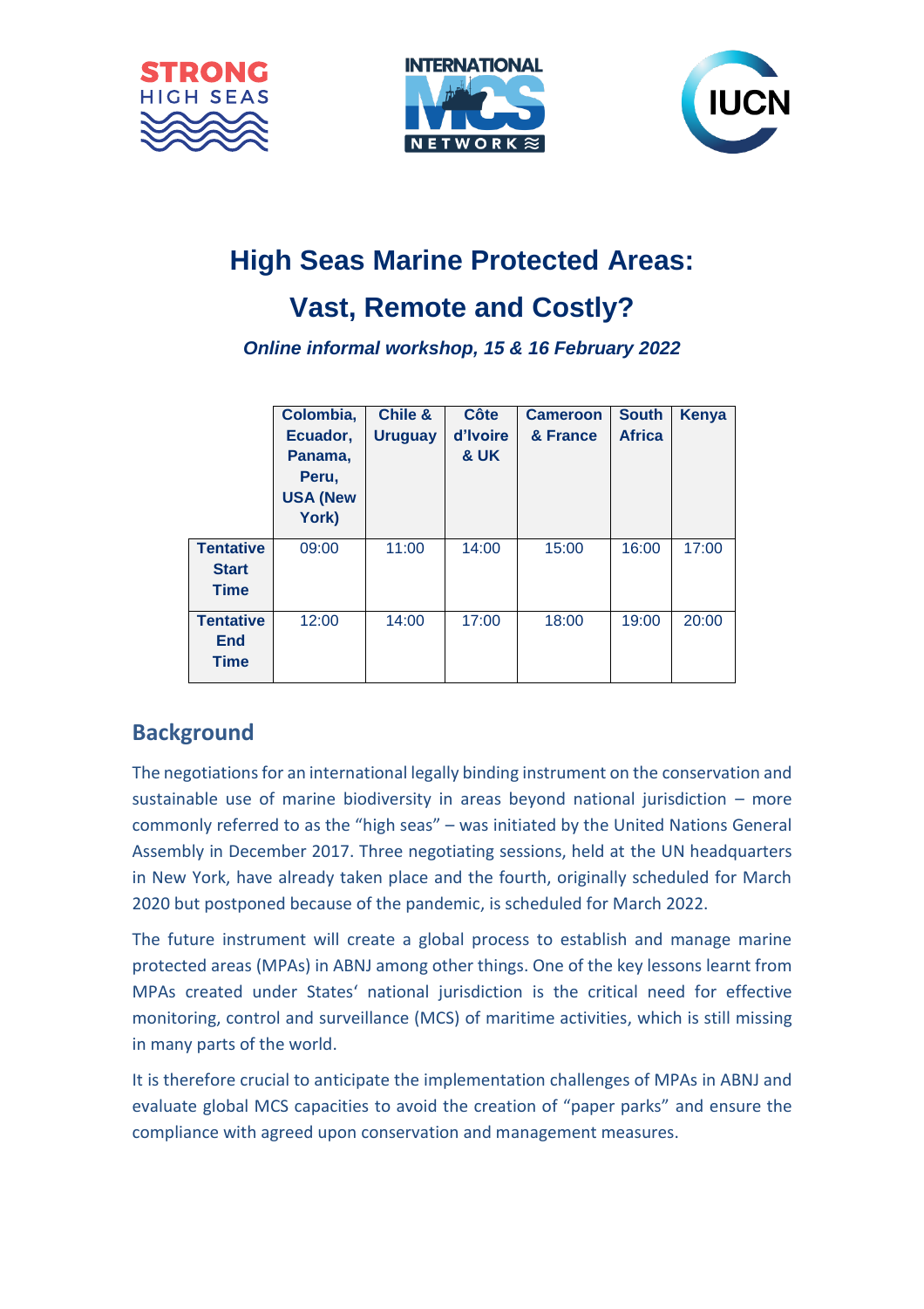# High Seas Marine Protected Areas: Vast, Remote and Costly?

*Online informal workshop, 15 & 16 February 2022*

| | Colombia, Ecuador, Panama, Peru, USA (New York) | Chile & Uruguay | Côte d'Ivoire & UK | Cameroon & France | South Africa | Kenya |
|---|---|---|---|---|---|---|
| **Tentative Start Time** | 09:00 | 11:00 | 14:00 | 15:00 | 16:00 | 17:00 |
| **Tentative End Time** | 12:00 | 14:00 | 17:00 | 18:00 | 19:00 | 20:00 |

## Background

The negotiations for an international legally binding instrument on the conservation and sustainable use of marine biodiversity in areas beyond national jurisdiction – more commonly referred to as the "high seas" – was initiated by the United Nations General Assembly in December 2017. Three negotiating sessions, held at the UN headquarters in New York, have already taken place and the fourth, originally scheduled for March 2020 but postponed because of the pandemic, is scheduled for March 2022.

The future instrument will create a global process to establish and manage marine protected areas (MPAs) in ABNJ among other things. One of the key lessons learnt from MPAs created under States' national jurisdiction is the critical need for effective monitoring, control and surveillance (MCS) of maritime activities, which is still missing in many parts of the world.

It is therefore crucial to anticipate the implementation challenges of MPAs in ABNJ and evaluate global MCS capacities to avoid the creation of "paper parks" and ensure the compliance with agreed upon conservation and management measures.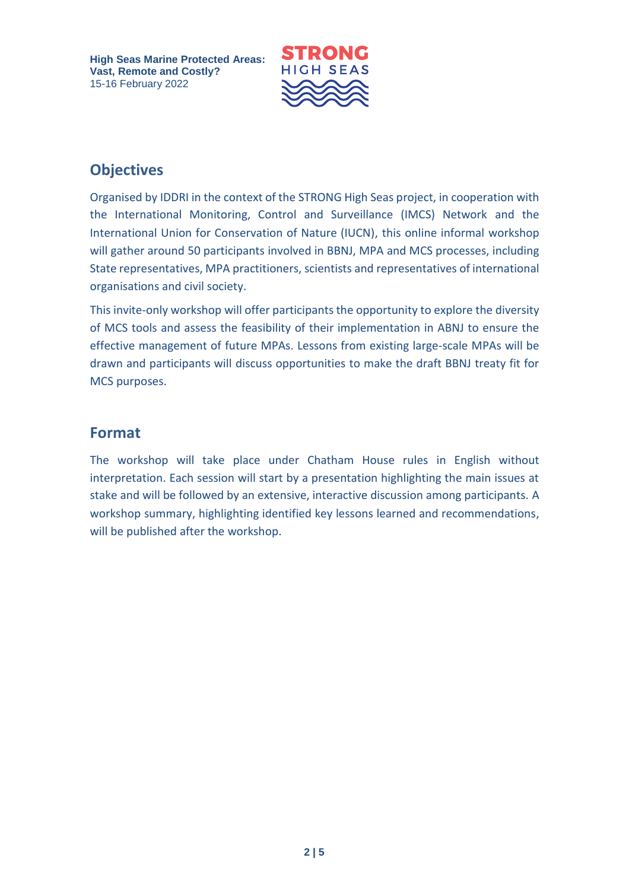## Objectives

Organised by IDDRI in the context of the STRONG High Seas project, in cooperation with the International Monitoring, Control and Surveillance (IMCS) Network and the International Union for Conservation of Nature (IUCN), this online informal workshop will gather around 50 participants involved in BBNJ, MPA and MCS processes, including State representatives, MPA practitioners, scientists and representatives of international organisations and civil society.

This invite-only workshop will offer participants the opportunity to explore the diversity of MCS tools and assess the feasibility of their implementation in ABNJ to ensure the effective management of future MPAs. Lessons from existing large-scale MPAs will be drawn and participants will discuss opportunities to make the draft BBNJ treaty fit for MCS purposes.

## Format

The workshop will take place under Chatham House rules in English without interpretation. Each session will start by a presentation highlighting the main issues at stake and will be followed by an extensive, interactive discussion among participants. A workshop summary, highlighting identified key lessons learned and recommendations, will be published after the workshop.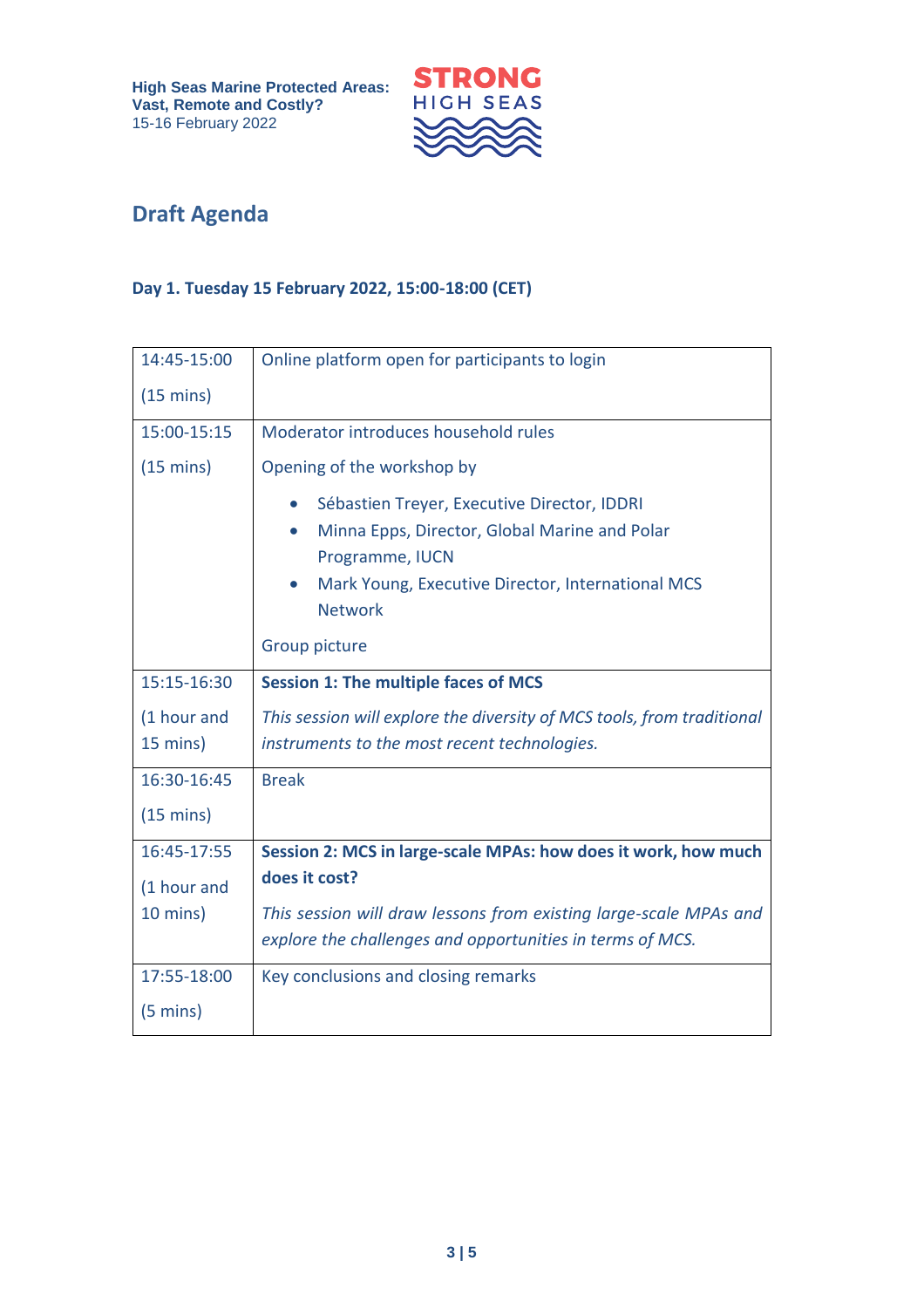## Draft Agenda

### Day 1. Tuesday 15 February 2022, 15:00-18:00 (CET)

| | |
|---|---|
| 14:45-15:00<br>(15 mins) | Online platform open for participants to login |
| 15:00-15:15<br>(15 mins) | Moderator introduces household rules<br>Opening of the workshop by<br>• Sébastien Treyer, Executive Director, IDDRI<br>• Minna Epps, Director, Global Marine and Polar Programme, IUCN<br>• Mark Young, Executive Director, International MCS Network<br>Group picture |
| 15:15-16:30<br>(1 hour and 15 mins) | **Session 1: The multiple faces of MCS**<br>*This session will explore the diversity of MCS tools, from traditional instruments to the most recent technologies.* |
| 16:30-16:45<br>(15 mins) | Break |
| 16:45-17:55<br>(1 hour and 10 mins) | **Session 2: MCS in large-scale MPAs: how does it work, how much does it cost?**<br>*This session will draw lessons from existing large-scale MPAs and explore the challenges and opportunities in terms of MCS.* |
| 17:55-18:00<br>(5 mins) | Key conclusions and closing remarks |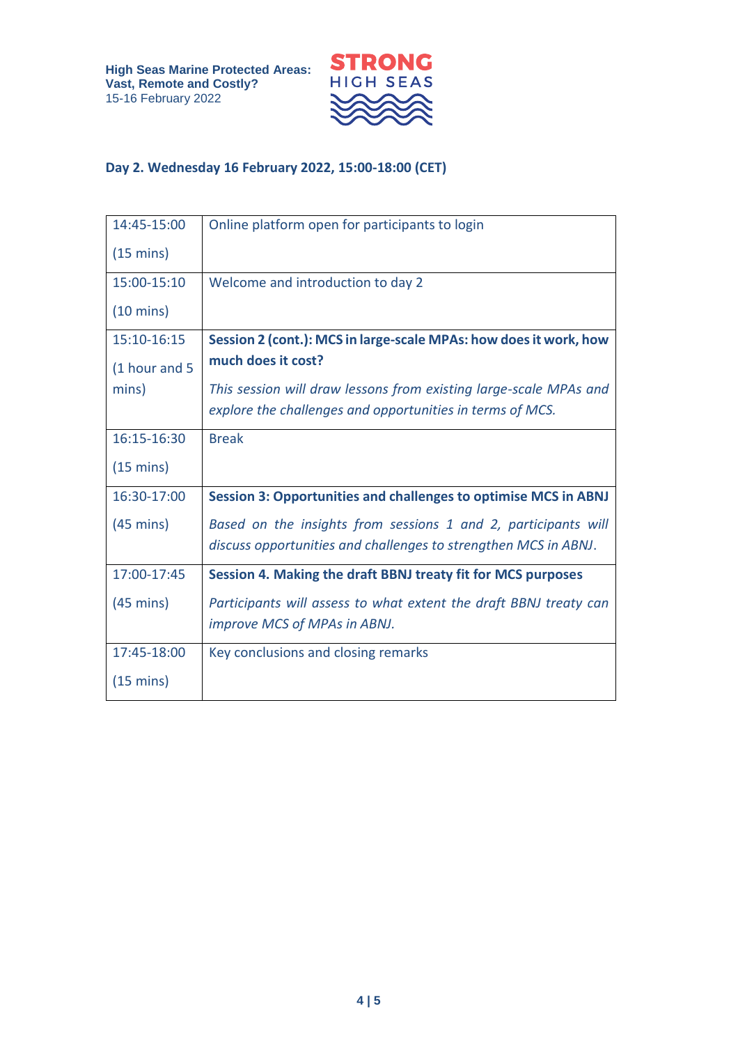## Day 2. Wednesday 16 February 2022, 15:00-18:00 (CET)

| Time | Session |
|---|---|
| 14:45-15:00 (15 mins) | Online platform open for participants to login |
| 15:00-15:10 (10 mins) | Welcome and introduction to day 2 |
| 15:10-16:15 (1 hour and 5 mins) | **Session 2 (cont.): MCS in large-scale MPAs: how does it work, how much does it cost?** *This session will draw lessons from existing large-scale MPAs and explore the challenges and opportunities in terms of MCS.* |
| 16:15-16:30 (15 mins) | Break |
| 16:30-17:00 (45 mins) | **Session 3: Opportunities and challenges to optimise MCS in ABNJ** *Based on the insights from sessions 1 and 2, participants will discuss opportunities and challenges to strengthen MCS in ABNJ*. |
| 17:00-17:45 (45 mins) | **Session 4. Making the draft BBNJ treaty fit for MCS purposes** *Participants will assess to what extent the draft BBNJ treaty can improve MCS of MPAs in ABNJ.* |
| 17:45-18:00 (15 mins) | Key conclusions and closing remarks |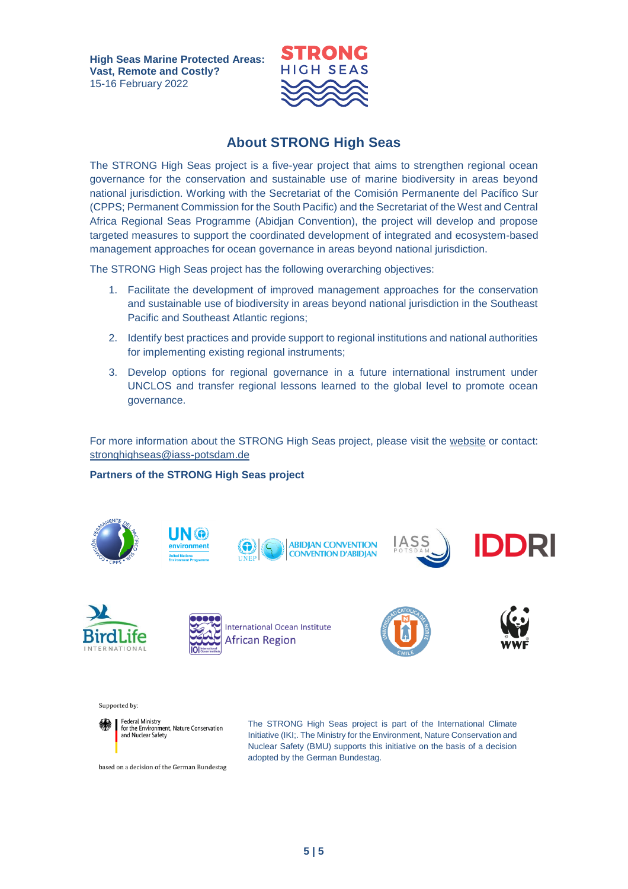## About STRONG High Seas

The STRONG High Seas project is a five-year project that aims to strengthen regional ocean governance for the conservation and sustainable use of marine biodiversity in areas beyond national jurisdiction. Working with the Secretariat of the Comisión Permanente del Pacífico Sur (CPPS; Permanent Commission for the South Pacific) and the Secretariat of the West and Central Africa Regional Seas Programme (Abidjan Convention), the project will develop and propose targeted measures to support the coordinated development of integrated and ecosystem-based management approaches for ocean governance in areas beyond national jurisdiction.

The STRONG High Seas project has the following overarching objectives:

1. Facilitate the development of improved management approaches for the conservation and sustainable use of biodiversity in areas beyond national jurisdiction in the Southeast Pacific and Southeast Atlantic regions;
2. Identify best practices and provide support to regional institutions and national authorities for implementing existing regional instruments;
3. Develop options for regional governance in a future international instrument under UNCLOS and transfer regional lessons learned to the global level to promote ocean governance.

For more information about the STRONG High Seas project, please visit the website or contact: stronghighseas@iass-potsdam.de

**Partners of the STRONG High Seas project**

Supported by:

Federal Ministry for the Environment, Nature Conservation and Nuclear Safety

based on a decision of the German Bundestag

The STRONG High Seas project is part of the International Climate Initiative (IKI;. The Ministry for the Environment, Nature Conservation and Nuclear Safety (BMU) supports this initiative on the basis of a decision adopted by the German Bundestag.